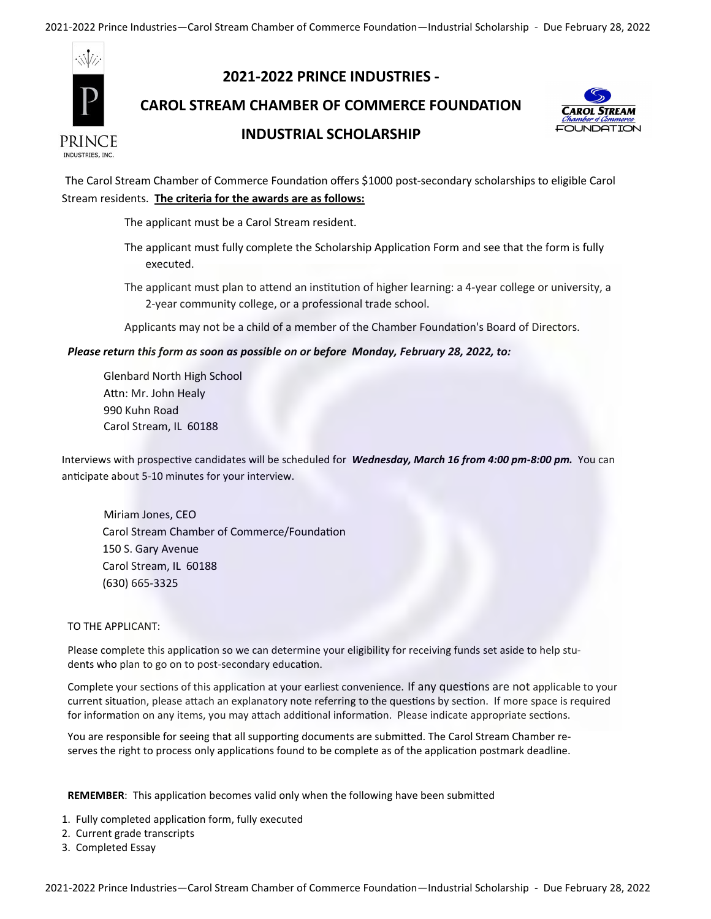# 2021-2022 PRINCE INDUSTRIES -

# CAROL STREAM CHAMBER OF COMMERCE FOUNDATION

# INDUSTRIAL SCHOLARSHIP

The Carol Stream Chamber of Commerce Foundation offers $1000 post-secondary scholarships to eligible Carol Stream residents. **The criteria for the awards are as follows:**

The applicant must be a Carol Stream resident.

The applicant must fully complete the Scholarship Application Form and see that the form is fully executed.

The applicant must plan to attend an institution of higher learning: a 4-year college or university, a 2-year community college, or a professional trade school.

Applicants may not be a child of a member of the Chamber Foundation's Board of Directors.

***Please return this form as soon as possible on or before Monday, February 28, 2022, to:***

Glenbard North High School
Attn: Mr. John Healy
990 Kuhn Road
Carol Stream, IL 60188

Interviews with prospective candidates will be scheduled for ***Wednesday, March 16 from 4:00 pm-8:00 pm.*** You can anticipate about 5-10 minutes for your interview.

Miriam Jones, CEO
Carol Stream Chamber of Commerce/Foundation
150 S. Gary Avenue
Carol Stream, IL 60188
(630) 665-3325

TO THE APPLICANT:

Please complete this application so we can determine your eligibility for receiving funds set aside to help students who plan to go on to post-secondary education.

Complete your sections of this application at your earliest convenience. If any questions are not applicable to your current situation, please attach an explanatory note referring to the questions by section. If more space is required for information on any items, you may attach additional information. Please indicate appropriate sections.

You are responsible for seeing that all supporting documents are submitted. The Carol Stream Chamber reserves the right to process only applications found to be complete as of the application postmark deadline.

**REMEMBER**: This application becomes valid only when the following have been submitted

1. Fully completed application form, fully executed
2. Current grade transcripts
3. Completed Essay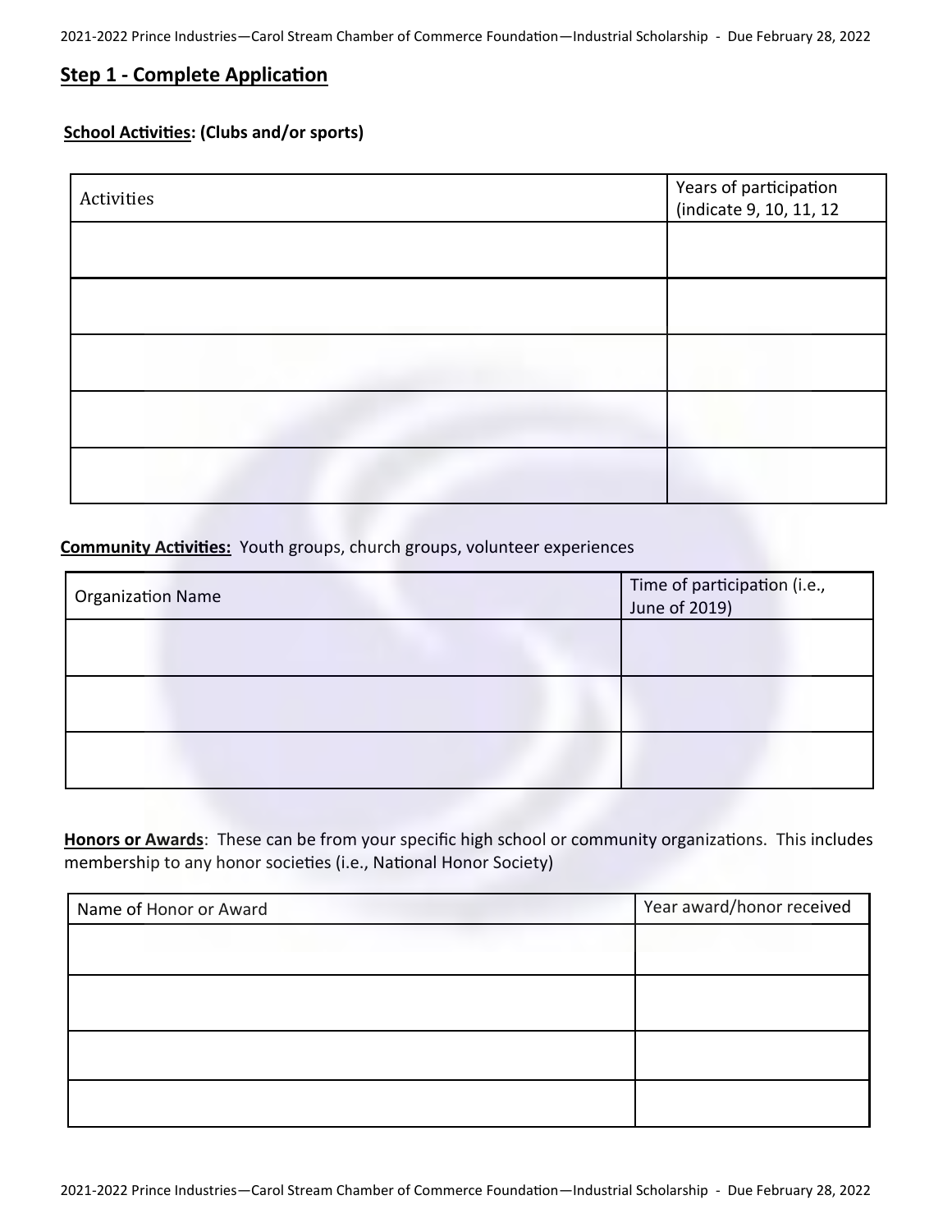## Step 1 - Complete Application

**School Activities: (Clubs and/or sports)**

| Activities | Years of participation (indicate 9, 10, 11, 12 |
| --- | --- |
| | |
| | |
| | |
| | |
| | |

**Community Activities:** Youth groups, church groups, volunteer experiences

| Organization Name | Time of participation (i.e., June of 2019) |
| --- | --- |
| | |
| | |
| | |

**Honors or Awards**: These can be from your specific high school or community organizations. This includes membership to any honor societies (i.e., National Honor Society)

| Name of Honor or Award | Year award/honor received |
| --- | --- |
| | |
| | |
| | |
| | |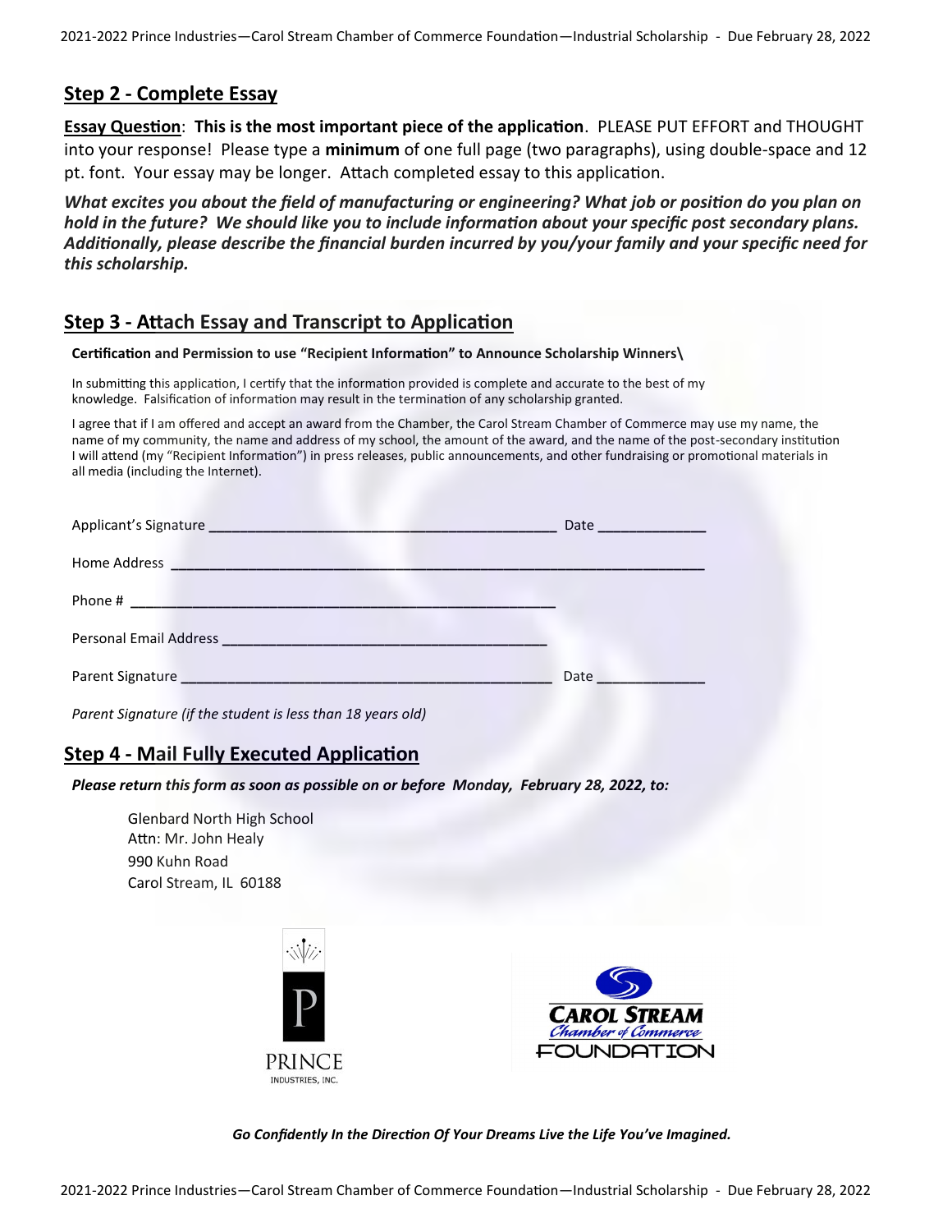## Step 2 - Complete Essay

**Essay Question**: **This is the most important piece of the application**. PLEASE PUT EFFORT and THOUGHT into your response! Please type a **minimum** of one full page (two paragraphs), using double-space and 12 pt. font. Your essay may be longer. Attach completed essay to this application.

***What excites you about the field of manufacturing or engineering? What job or position do you plan on hold in the future? We should like you to include information about your specific post secondary plans. Additionally, please describe the financial burden incurred by you/your family and your specific need for this scholarship.***

## Step 3 - Attach Essay and Transcript to Application

**Certification and Permission to use "Recipient Information" to Announce Scholarship Winners\**

In submitting this application, I certify that the information provided is complete and accurate to the best of my knowledge. Falsification of information may result in the termination of any scholarship granted.

I agree that if I am offered and accept an award from the Chamber, the Carol Stream Chamber of Commerce may use my name, the name of my community, the name and address of my school, the amount of the award, and the name of the post-secondary institution I will attend (my "Recipient Information") in press releases, public announcements, and other fundraising or promotional materials in all media (including the Internet).

Applicant's Signature ___________________________________________ Date _____________

Home Address ____________________________________________________________________

Phone # ____________________________________________________

Personal Email Address ________________________________________

Parent Signature ______________________________________________ Date _____________

*Parent Signature (if the student is less than 18 years old)*

## Step 4 - Mail Fully Executed Application

***Please return this form as soon as possible on or before Monday, February 28, 2022, to:***

Glenbard North High School
Attn: Mr. John Healy
990 Kuhn Road
Carol Stream, IL 60188

PRINCE INDUSTRIES, INC.

CAROL STREAM Chamber of Commerce FOUNDATION

***Go Confidently In the Direction Of Your Dreams Live the Life You've Imagined.***